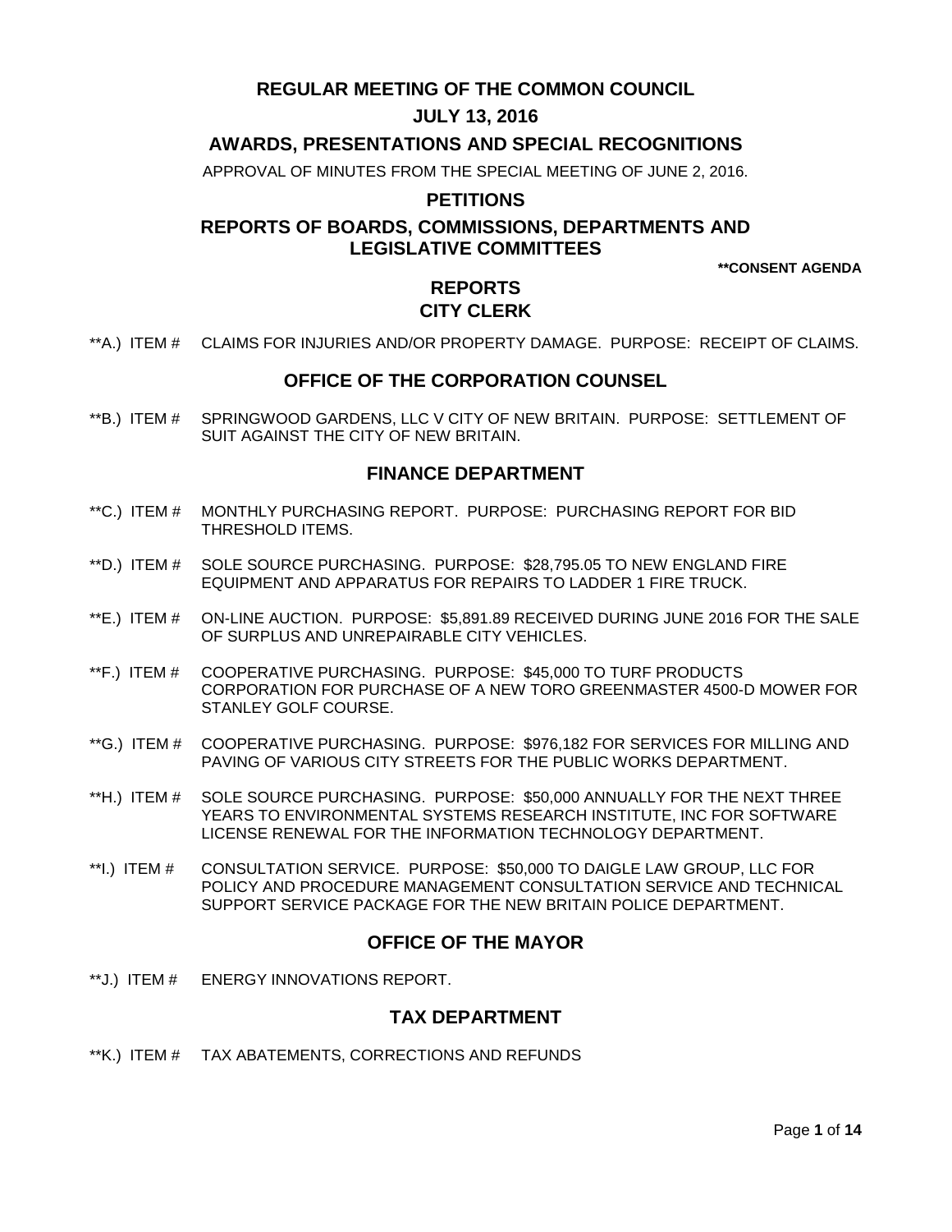# REGULAR MEETING OF THE COMMON COUNCIL

## JULY 13, 2016

## AWARDS, PRESENTATIONS AND SPECIAL RECOGNITIONS

APPROVAL OF MINUTES FROM THE SPECIAL MEETING OF JUNE 2, 2016.

## PETITIONS

## REPORTS OF BOARDS, COMMISSIONS, DEPARTMENTS AND LEGISLATIVE COMMITTEES

**\*\*CONSENT AGENDA**

## REPORTS

## CITY CLERK

**A.) ITEM # CLAIMS FOR INJURIES AND/OR PROPERTY DAMAGE. PURPOSE: RECEIPT OF CLAIMS.

## OFFICE OF THE CORPORATION COUNSEL

**B.) ITEM # SPRINGWOOD GARDENS, LLC V CITY OF NEW BRITAIN. PURPOSE: SETTLEMENT OF SUIT AGAINST THE CITY OF NEW BRITAIN.

## FINANCE DEPARTMENT

**C.) ITEM # MONTHLY PURCHASING REPORT. PURPOSE: PURCHASING REPORT FOR BID THRESHOLD ITEMS.

**D.) ITEM # SOLE SOURCE PURCHASING. PURPOSE: $28,795.05 TO NEW ENGLAND FIRE EQUIPMENT AND APPARATUS FOR REPAIRS TO LADDER 1 FIRE TRUCK.

**E.) ITEM # ON-LINE AUCTION. PURPOSE: $5,891.89 RECEIVED DURING JUNE 2016 FOR THE SALE OF SURPLUS AND UNREPAIRABLE CITY VEHICLES.

**F.) ITEM # COOPERATIVE PURCHASING. PURPOSE: $45,000 TO TURF PRODUCTS CORPORATION FOR PURCHASE OF A NEW TORO GREENMASTER 4500-D MOWER FOR STANLEY GOLF COURSE.

**G.) ITEM # COOPERATIVE PURCHASING. PURPOSE: $976,182 FOR SERVICES FOR MILLING AND PAVING OF VARIOUS CITY STREETS FOR THE PUBLIC WORKS DEPARTMENT.

**H.) ITEM # SOLE SOURCE PURCHASING. PURPOSE: $50,000 ANNUALLY FOR THE NEXT THREE YEARS TO ENVIRONMENTAL SYSTEMS RESEARCH INSTITUTE, INC FOR SOFTWARE LICENSE RENEWAL FOR THE INFORMATION TECHNOLOGY DEPARTMENT.

**I.) ITEM # CONSULTATION SERVICE. PURPOSE: $50,000 TO DAIGLE LAW GROUP, LLC FOR POLICY AND PROCEDURE MANAGEMENT CONSULTATION SERVICE AND TECHNICAL SUPPORT SERVICE PACKAGE FOR THE NEW BRITAIN POLICE DEPARTMENT.

## OFFICE OF THE MAYOR

**J.) ITEM # ENERGY INNOVATIONS REPORT.

## TAX DEPARTMENT

**K.) ITEM # TAX ABATEMENTS, CORRECTIONS AND REFUNDS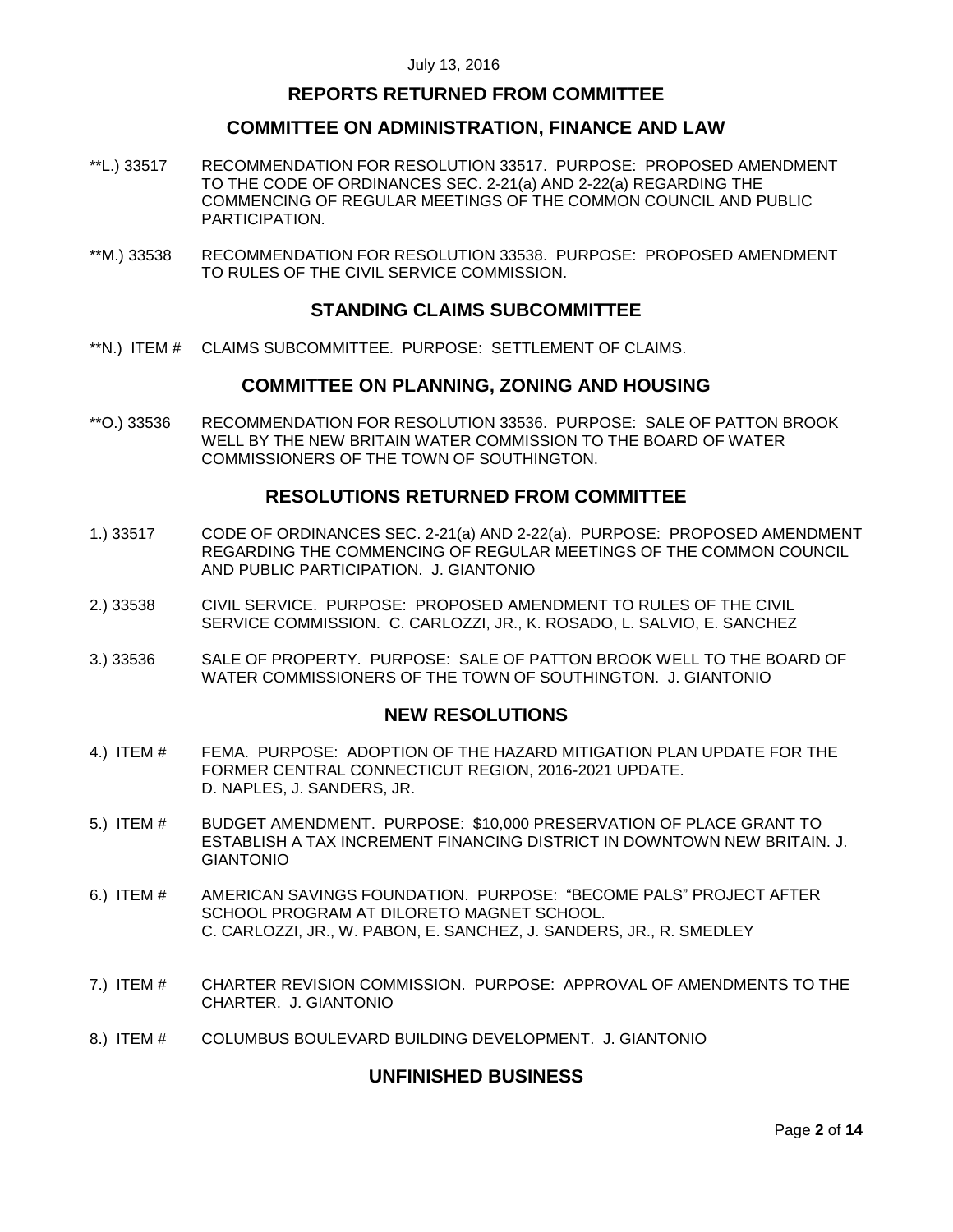## REPORTS RETURNED FROM COMMITTEE

## COMMITTEE ON ADMINISTRATION, FINANCE AND LAW

**L.) 33517 RECOMMENDATION FOR RESOLUTION 33517. PURPOSE: PROPOSED AMENDMENT TO THE CODE OF ORDINANCES SEC. 2-21(a) AND 2-22(a) REGARDING THE COMMENCING OF REGULAR MEETINGS OF THE COMMON COUNCIL AND PUBLIC PARTICIPATION.

**M.) 33538 RECOMMENDATION FOR RESOLUTION 33538. PURPOSE: PROPOSED AMENDMENT TO RULES OF THE CIVIL SERVICE COMMISSION.

## STANDING CLAIMS SUBCOMMITTEE

**N.) ITEM # CLAIMS SUBCOMMITTEE. PURPOSE: SETTLEMENT OF CLAIMS.

## COMMITTEE ON PLANNING, ZONING AND HOUSING

**O.) 33536 RECOMMENDATION FOR RESOLUTION 33536. PURPOSE: SALE OF PATTON BROOK WELL BY THE NEW BRITAIN WATER COMMISSION TO THE BOARD OF WATER COMMISSIONERS OF THE TOWN OF SOUTHINGTON.

## RESOLUTIONS RETURNED FROM COMMITTEE

1.) 33517 CODE OF ORDINANCES SEC. 2-21(a) AND 2-22(a). PURPOSE: PROPOSED AMENDMENT REGARDING THE COMMENCING OF REGULAR MEETINGS OF THE COMMON COUNCIL AND PUBLIC PARTICIPATION. J. GIANTONIO

2.) 33538 CIVIL SERVICE. PURPOSE: PROPOSED AMENDMENT TO RULES OF THE CIVIL SERVICE COMMISSION. C. CARLOZZI, JR., K. ROSADO, L. SALVIO, E. SANCHEZ

3.) 33536 SALE OF PROPERTY. PURPOSE: SALE OF PATTON BROOK WELL TO THE BOARD OF WATER COMMISSIONERS OF THE TOWN OF SOUTHINGTON. J. GIANTONIO

## NEW RESOLUTIONS

4.) ITEM # FEMA. PURPOSE: ADOPTION OF THE HAZARD MITIGATION PLAN UPDATE FOR THE FORMER CENTRAL CONNECTICUT REGION, 2016-2021 UPDATE. D. NAPLES, J. SANDERS, JR.

5.) ITEM # BUDGET AMENDMENT. PURPOSE: $10,000 PRESERVATION OF PLACE GRANT TO ESTABLISH A TAX INCREMENT FINANCING DISTRICT IN DOWNTOWN NEW BRITAIN. J. GIANTONIO

6.) ITEM # AMERICAN SAVINGS FOUNDATION. PURPOSE: "BECOME PALS" PROJECT AFTER SCHOOL PROGRAM AT DILORETO MAGNET SCHOOL. C. CARLOZZI, JR., W. PABON, E. SANCHEZ, J. SANDERS, JR., R. SMEDLEY

7.) ITEM # CHARTER REVISION COMMISSION. PURPOSE: APPROVAL OF AMENDMENTS TO THE CHARTER. J. GIANTONIO

8.) ITEM # COLUMBUS BOULEVARD BUILDING DEVELOPMENT. J. GIANTONIO

## UNFINISHED BUSINESS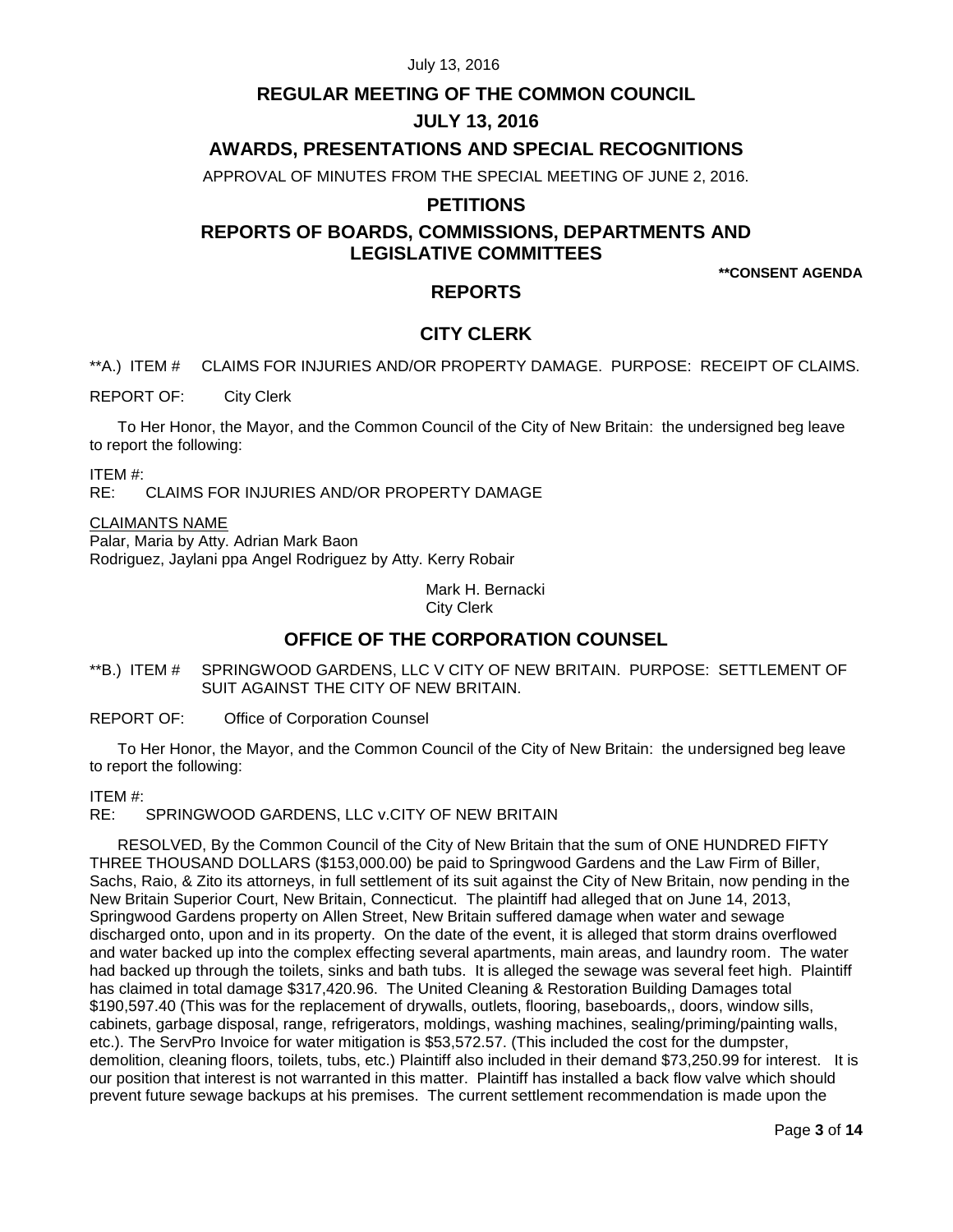# REGULAR MEETING OF THE COMMON COUNCIL

# JULY 13, 2016

## AWARDS, PRESENTATIONS AND SPECIAL RECOGNITIONS

APPROVAL OF MINUTES FROM THE SPECIAL MEETING OF JUNE 2, 2016.

## PETITIONS

## REPORTS OF BOARDS, COMMISSIONS, DEPARTMENTS AND LEGISLATIVE COMMITTEES

**\*\*CONSENT AGENDA**

## REPORTS

## CITY CLERK

\*\*A.) ITEM # CLAIMS FOR INJURIES AND/OR PROPERTY DAMAGE. PURPOSE: RECEIPT OF CLAIMS.

REPORT OF: City Clerk

To Her Honor, the Mayor, and the Common Council of the City of New Britain: the undersigned beg leave to report the following:

ITEM #:
RE: CLAIMS FOR INJURIES AND/OR PROPERTY DAMAGE

CLAIMANTS NAME
Palar, Maria by Atty. Adrian Mark Baon
Rodriguez, Jaylani ppa Angel Rodriguez by Atty. Kerry Robair

Mark H. Bernacki
City Clerk

## OFFICE OF THE CORPORATION COUNSEL

\*\*B.) ITEM # SPRINGWOOD GARDENS, LLC V CITY OF NEW BRITAIN. PURPOSE: SETTLEMENT OF SUIT AGAINST THE CITY OF NEW BRITAIN.

REPORT OF: Office of Corporation Counsel

To Her Honor, the Mayor, and the Common Council of the City of New Britain: the undersigned beg leave to report the following:

ITEM #:
RE: SPRINGWOOD GARDENS, LLC v.CITY OF NEW BRITAIN

RESOLVED, By the Common Council of the City of New Britain that the sum of ONE HUNDRED FIFTY THREE THOUSAND DOLLARS ($153,000.00) be paid to Springwood Gardens and the Law Firm of Biller, Sachs, Raio, & Zito its attorneys, in full settlement of its suit against the City of New Britain, now pending in the New Britain Superior Court, New Britain, Connecticut. The plaintiff had alleged that on June 14, 2013, Springwood Gardens property on Allen Street, New Britain suffered damage when water and sewage discharged onto, upon and in its property. On the date of the event, it is alleged that storm drains overflowed and water backed up into the complex effecting several apartments, main areas, and laundry room. The water had backed up through the toilets, sinks and bath tubs. It is alleged the sewage was several feet high. Plaintiff has claimed in total damage $317,420.96. The United Cleaning & Restoration Building Damages total $190,597.40 (This was for the replacement of drywalls, outlets, flooring, baseboards,, doors, window sills, cabinets, garbage disposal, range, refrigerators, moldings, washing machines, sealing/priming/painting walls, etc.). The ServPro Invoice for water mitigation is $53,572.57. (This included the cost for the dumpster, demolition, cleaning floors, toilets, tubs, etc.) Plaintiff also included in their demand $73,250.99 for interest. It is our position that interest is not warranted in this matter. Plaintiff has installed a back flow valve which should prevent future sewage backups at his premises. The current settlement recommendation is made upon the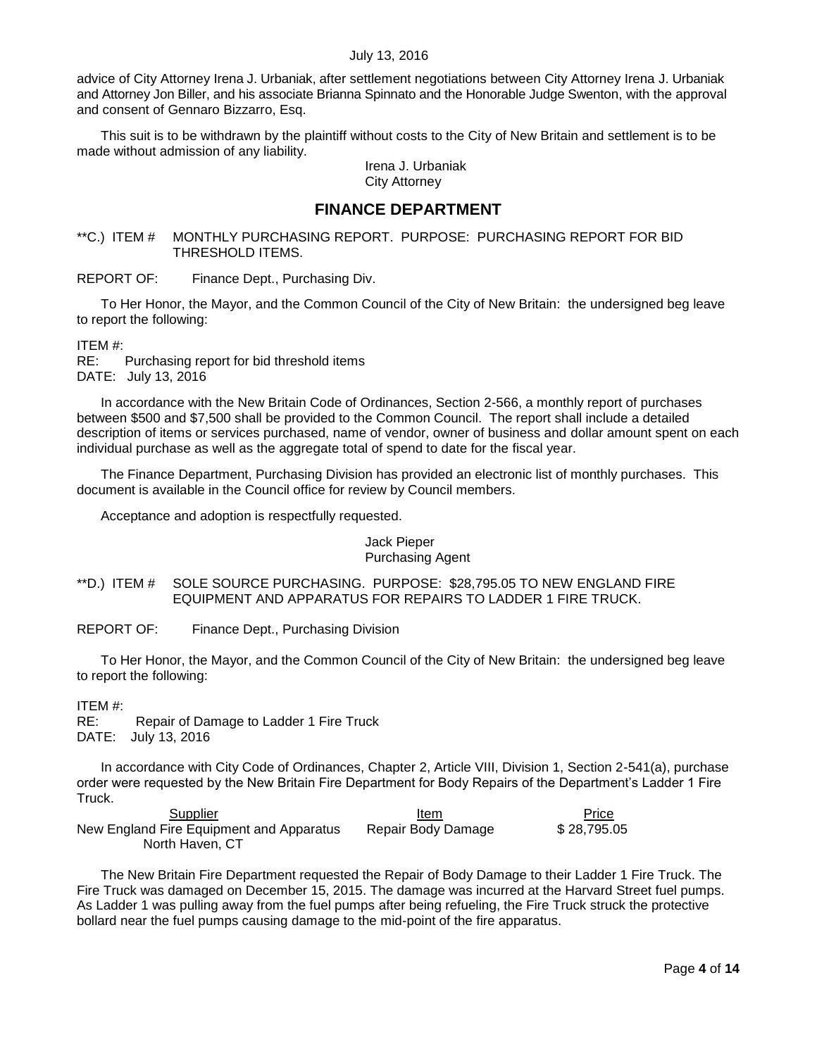advice of City Attorney Irena J. Urbaniak, after settlement negotiations between City Attorney Irena J. Urbaniak and Attorney Jon Biller, and his associate Brianna Spinnato and the Honorable Judge Swenton, with the approval and consent of Gennaro Bizzarro, Esq.

This suit is to be withdrawn by the plaintiff without costs to the City of New Britain and settlement is to be made without admission of any liability.

Irena J. Urbaniak
City Attorney

## FINANCE DEPARTMENT

**C.) ITEM # MONTHLY PURCHASING REPORT. PURPOSE: PURCHASING REPORT FOR BID THRESHOLD ITEMS.

REPORT OF: Finance Dept., Purchasing Div.

To Her Honor, the Mayor, and the Common Council of the City of New Britain: the undersigned beg leave to report the following:

ITEM #:
RE: Purchasing report for bid threshold items
DATE: July 13, 2016

In accordance with the New Britain Code of Ordinances, Section 2-566, a monthly report of purchases between $500 and $7,500 shall be provided to the Common Council. The report shall include a detailed description of items or services purchased, name of vendor, owner of business and dollar amount spent on each individual purchase as well as the aggregate total of spend to date for the fiscal year.

The Finance Department, Purchasing Division has provided an electronic list of monthly purchases. This document is available in the Council office for review by Council members.

Acceptance and adoption is respectfully requested.

Jack Pieper
Purchasing Agent

**D.) ITEM # SOLE SOURCE PURCHASING. PURPOSE: $28,795.05 TO NEW ENGLAND FIRE EQUIPMENT AND APPARATUS FOR REPAIRS TO LADDER 1 FIRE TRUCK.

REPORT OF: Finance Dept., Purchasing Division

To Her Honor, the Mayor, and the Common Council of the City of New Britain: the undersigned beg leave to report the following:

ITEM #:
RE: Repair of Damage to Ladder 1 Fire Truck
DATE: July 13, 2016

In accordance with City Code of Ordinances, Chapter 2, Article VIII, Division 1, Section 2-541(a), purchase order were requested by the New Britain Fire Department for Body Repairs of the Department's Ladder 1 Fire Truck.

| Supplier | Item | Price |
|---|---|---|
| New England Fire Equipment and Apparatus North Haven, CT | Repair Body Damage | $ 28,795.05 |

The New Britain Fire Department requested the Repair of Body Damage to their Ladder 1 Fire Truck. The Fire Truck was damaged on December 15, 2015. The damage was incurred at the Harvard Street fuel pumps. As Ladder 1 was pulling away from the fuel pumps after being refueling, the Fire Truck struck the protective bollard near the fuel pumps causing damage to the mid-point of the fire apparatus.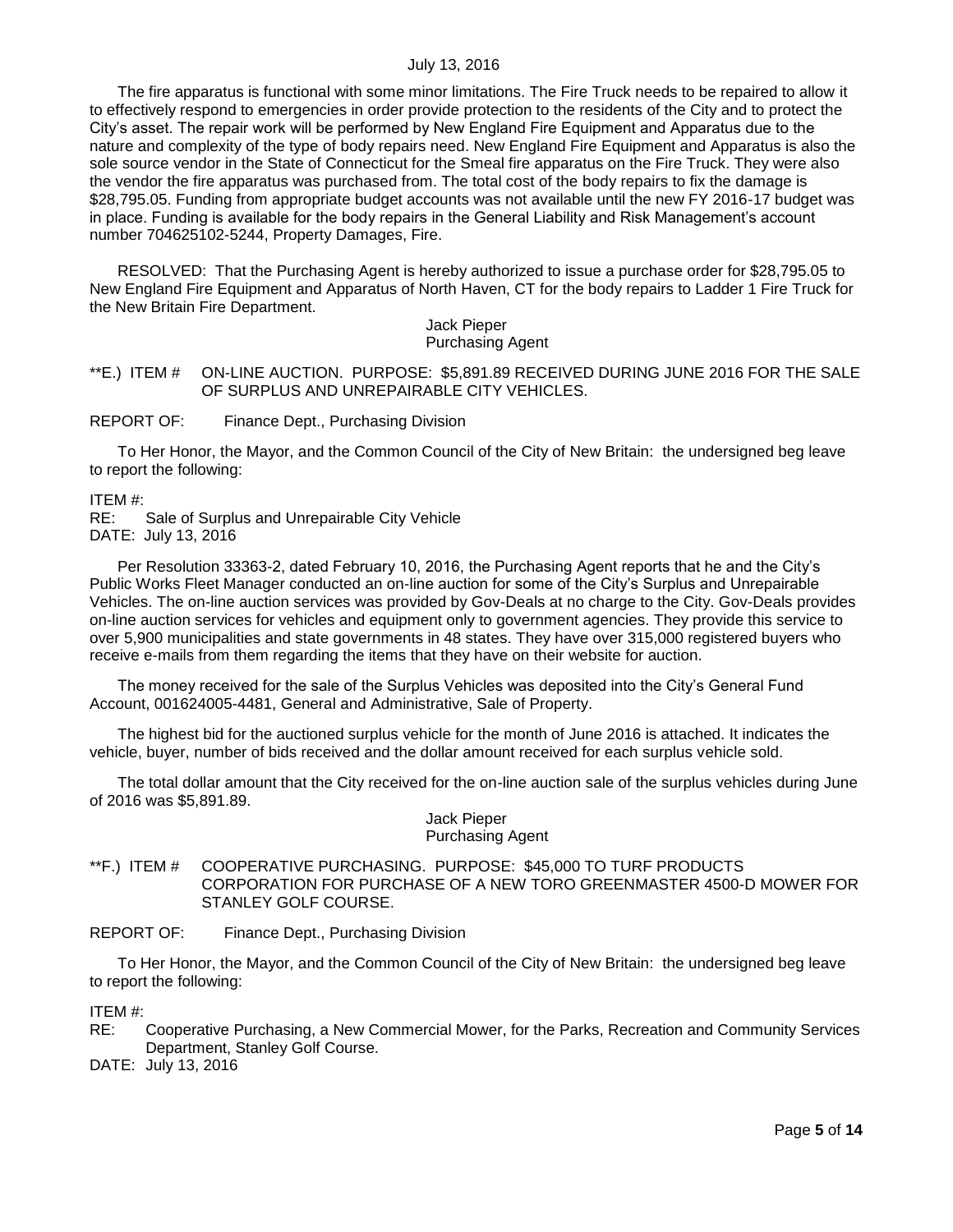The fire apparatus is functional with some minor limitations. The Fire Truck needs to be repaired to allow it to effectively respond to emergencies in order provide protection to the residents of the City and to protect the City's asset. The repair work will be performed by New England Fire Equipment and Apparatus due to the nature and complexity of the type of body repairs need. New England Fire Equipment and Apparatus is also the sole source vendor in the State of Connecticut for the Smeal fire apparatus on the Fire Truck. They were also the vendor the fire apparatus was purchased from. The total cost of the body repairs to fix the damage is $28,795.05. Funding from appropriate budget accounts was not available until the new FY 2016-17 budget was in place. Funding is available for the body repairs in the General Liability and Risk Management's account number 704625102-5244, Property Damages, Fire.

RESOLVED: That the Purchasing Agent is hereby authorized to issue a purchase order for $28,795.05 to New England Fire Equipment and Apparatus of North Haven, CT for the body repairs to Ladder 1 Fire Truck for the New Britain Fire Department.

Jack Pieper
Purchasing Agent

**E.) ITEM # ON-LINE AUCTION. PURPOSE: $5,891.89 RECEIVED DURING JUNE 2016 FOR THE SALE OF SURPLUS AND UNREPAIRABLE CITY VEHICLES.

REPORT OF: Finance Dept., Purchasing Division

To Her Honor, the Mayor, and the Common Council of the City of New Britain: the undersigned beg leave to report the following:

ITEM #:
RE: Sale of Surplus and Unrepairable City Vehicle
DATE: July 13, 2016

Per Resolution 33363-2, dated February 10, 2016, the Purchasing Agent reports that he and the City's Public Works Fleet Manager conducted an on-line auction for some of the City's Surplus and Unrepairable Vehicles. The on-line auction services was provided by Gov-Deals at no charge to the City. Gov-Deals provides on-line auction services for vehicles and equipment only to government agencies. They provide this service to over 5,900 municipalities and state governments in 48 states. They have over 315,000 registered buyers who receive e-mails from them regarding the items that they have on their website for auction.

The money received for the sale of the Surplus Vehicles was deposited into the City's General Fund Account, 001624005-4481, General and Administrative, Sale of Property.

The highest bid for the auctioned surplus vehicle for the month of June 2016 is attached. It indicates the vehicle, buyer, number of bids received and the dollar amount received for each surplus vehicle sold.

The total dollar amount that the City received for the on-line auction sale of the surplus vehicles during June of 2016 was $5,891.89.

Jack Pieper
Purchasing Agent

**F.) ITEM # COOPERATIVE PURCHASING. PURPOSE: $45,000 TO TURF PRODUCTS CORPORATION FOR PURCHASE OF A NEW TORO GREENMASTER 4500-D MOWER FOR STANLEY GOLF COURSE.

REPORT OF: Finance Dept., Purchasing Division

To Her Honor, the Mayor, and the Common Council of the City of New Britain: the undersigned beg leave to report the following:

ITEM #:
RE: Cooperative Purchasing, a New Commercial Mower, for the Parks, Recreation and Community Services Department, Stanley Golf Course.
DATE: July 13, 2016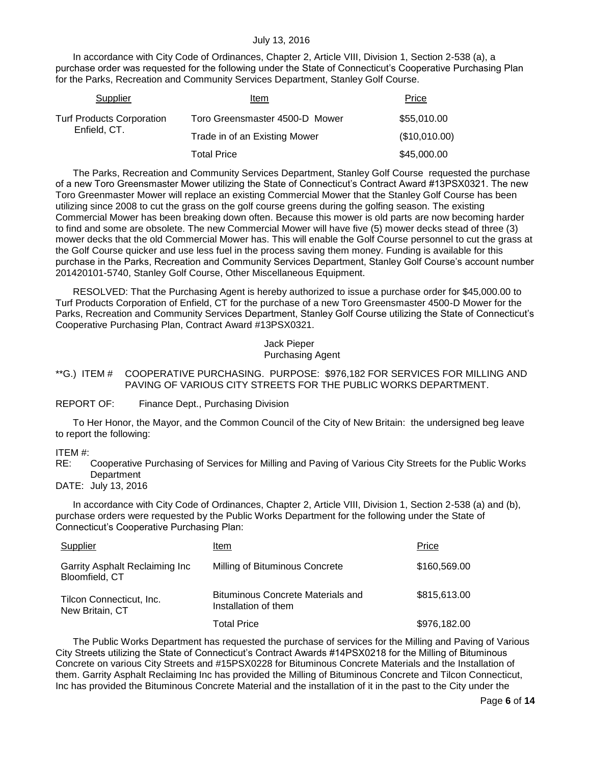July 13, 2016

In accordance with City Code of Ordinances, Chapter 2, Article VIII, Division 1, Section 2-538 (a), a purchase order was requested for the following under the State of Connecticut's Cooperative Purchasing Plan for the Parks, Recreation and Community Services Department, Stanley Golf Course.

| Supplier | Item | Price |
|---|---|---|
| Turf Products Corporation Enfield, CT. | Toro Greensmaster 4500-D Mower | $55,010.00 |
| | Trade in of an Existing Mower | ($10,010.00) |
| | Total Price | $45,000.00 |

The Parks, Recreation and Community Services Department, Stanley Golf Course requested the purchase of a new Toro Greensmaster Mower utilizing the State of Connecticut's Contract Award #13PSX0321. The new Toro Greenmaster Mower will replace an existing Commercial Mower that the Stanley Golf Course has been utilizing since 2008 to cut the grass on the golf course greens during the golfing season. The existing Commercial Mower has been breaking down often. Because this mower is old parts are now becoming harder to find and some are obsolete. The new Commercial Mower will have five (5) mower decks stead of three (3) mower decks that the old Commercial Mower has. This will enable the Golf Course personnel to cut the grass at the Golf Course quicker and use less fuel in the process saving them money. Funding is available for this purchase in the Parks, Recreation and Community Services Department, Stanley Golf Course's account number 201420101-5740, Stanley Golf Course, Other Miscellaneous Equipment.

RESOLVED: That the Purchasing Agent is hereby authorized to issue a purchase order for $45,000.00 to Turf Products Corporation of Enfield, CT for the purchase of a new Toro Greensmaster 4500-D Mower for the Parks, Recreation and Community Services Department, Stanley Golf Course utilizing the State of Connecticut's Cooperative Purchasing Plan, Contract Award #13PSX0321.

Jack Pieper
Purchasing Agent

**G.) ITEM # COOPERATIVE PURCHASING. PURPOSE: $976,182 FOR SERVICES FOR MILLING AND PAVING OF VARIOUS CITY STREETS FOR THE PUBLIC WORKS DEPARTMENT.

REPORT OF: Finance Dept., Purchasing Division

To Her Honor, the Mayor, and the Common Council of the City of New Britain: the undersigned beg leave to report the following:

ITEM #:
RE: Cooperative Purchasing of Services for Milling and Paving of Various City Streets for the Public Works Department
DATE: July 13, 2016

In accordance with City Code of Ordinances, Chapter 2, Article VIII, Division 1, Section 2-538 (a) and (b), purchase orders were requested by the Public Works Department for the following under the State of Connecticut's Cooperative Purchasing Plan:

| Supplier | Item | Price |
|---|---|---|
| Garrity Asphalt Reclaiming Inc Bloomfield, CT | Milling of Bituminous Concrete | $160,569.00 |
| Tilcon Connecticut, Inc. New Britain, CT | Bituminous Concrete Materials and Installation of them | $815,613.00 |
| | Total Price | $976,182.00 |

The Public Works Department has requested the purchase of services for the Milling and Paving of Various City Streets utilizing the State of Connecticut's Contract Awards #14PSX0218 for the Milling of Bituminous Concrete on various City Streets and #15PSX0228 for Bituminous Concrete Materials and the Installation of them. Garrity Asphalt Reclaiming Inc has provided the Milling of Bituminous Concrete and Tilcon Connecticut, Inc has provided the Bituminous Concrete Material and the installation of it in the past to the City under the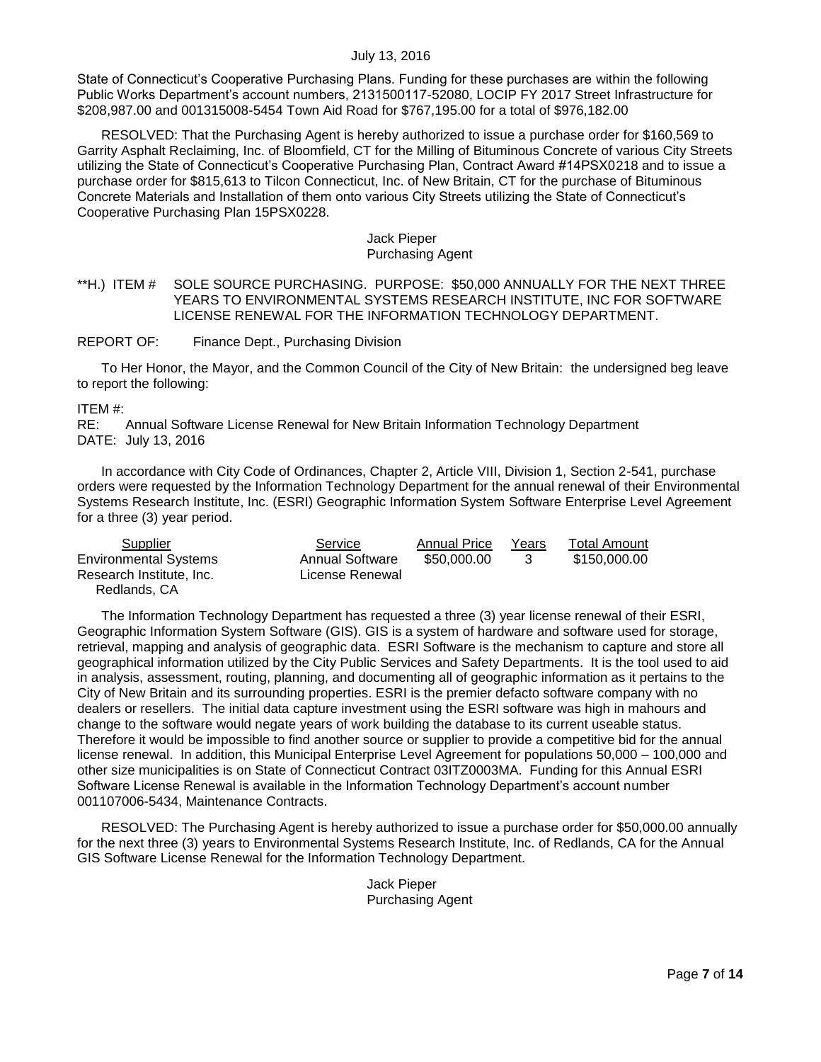State of Connecticut's Cooperative Purchasing Plans. Funding for these purchases are within the following Public Works Department's account numbers, 2131500117-52080, LOCIP FY 2017 Street Infrastructure for $208,987.00 and 001315008-5454 Town Aid Road for $767,195.00 for a total of $976,182.00

RESOLVED: That the Purchasing Agent is hereby authorized to issue a purchase order for $160,569 to Garrity Asphalt Reclaiming, Inc. of Bloomfield, CT for the Milling of Bituminous Concrete of various City Streets utilizing the State of Connecticut's Cooperative Purchasing Plan, Contract Award #14PSX0218 and to issue a purchase order for $815,613 to Tilcon Connecticut, Inc. of New Britain, CT for the purchase of Bituminous Concrete Materials and Installation of them onto various City Streets utilizing the State of Connecticut's Cooperative Purchasing Plan 15PSX0228.

Jack Pieper
Purchasing Agent

**H.) ITEM # SOLE SOURCE PURCHASING. PURPOSE: $50,000 ANNUALLY FOR THE NEXT THREE YEARS TO ENVIRONMENTAL SYSTEMS RESEARCH INSTITUTE, INC FOR SOFTWARE LICENSE RENEWAL FOR THE INFORMATION TECHNOLOGY DEPARTMENT.

REPORT OF: Finance Dept., Purchasing Division

To Her Honor, the Mayor, and the Common Council of the City of New Britain: the undersigned beg leave to report the following:

ITEM #:
RE: Annual Software License Renewal for New Britain Information Technology Department
DATE: July 13, 2016

In accordance with City Code of Ordinances, Chapter 2, Article VIII, Division 1, Section 2-541, purchase orders were requested by the Information Technology Department for the annual renewal of their Environmental Systems Research Institute, Inc. (ESRI) Geographic Information System Software Enterprise Level Agreement for a three (3) year period.

| Supplier | Service | Annual Price | Years | Total Amount |
|---|---|---|---|---|
| Environmental Systems Research Institute, Inc. Redlands, CA | Annual Software License Renewal | $50,000.00 | 3 | $150,000.00 |

The Information Technology Department has requested a three (3) year license renewal of their ESRI, Geographic Information System Software (GIS). GIS is a system of hardware and software used for storage, retrieval, mapping and analysis of geographic data. ESRI Software is the mechanism to capture and store all geographical information utilized by the City Public Services and Safety Departments. It is the tool used to aid in analysis, assessment, routing, planning, and documenting all of geographic information as it pertains to the City of New Britain and its surrounding properties. ESRI is the premier defacto software company with no dealers or resellers. The initial data capture investment using the ESRI software was high in mahours and change to the software would negate years of work building the database to its current useable status. Therefore it would be impossible to find another source or supplier to provide a competitive bid for the annual license renewal. In addition, this Municipal Enterprise Level Agreement for populations 50,000 – 100,000 and other size municipalities is on State of Connecticut Contract 03ITZ0003MA. Funding for this Annual ESRI Software License Renewal is available in the Information Technology Department's account number 001107006-5434, Maintenance Contracts.

RESOLVED: The Purchasing Agent is hereby authorized to issue a purchase order for $50,000.00 annually for the next three (3) years to Environmental Systems Research Institute, Inc. of Redlands, CA for the Annual GIS Software License Renewal for the Information Technology Department.

Jack Pieper
Purchasing Agent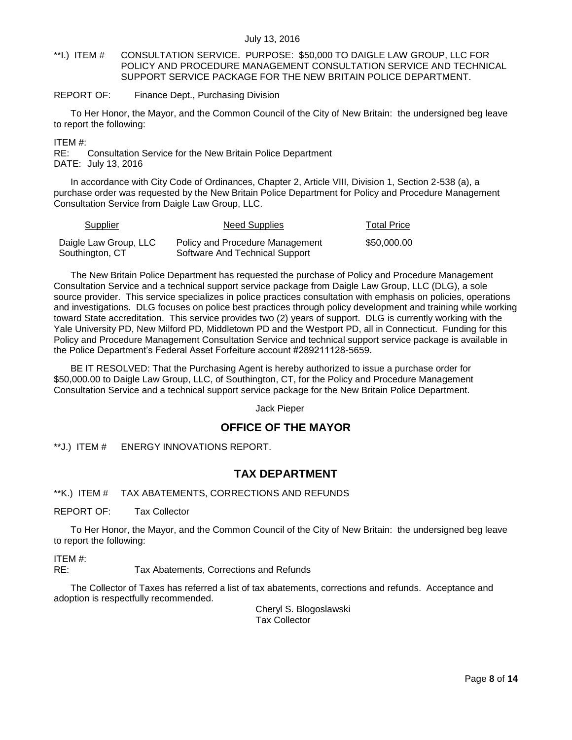**I.) ITEM # CONSULTATION SERVICE. PURPOSE: $50,000 TO DAIGLE LAW GROUP, LLC FOR POLICY AND PROCEDURE MANAGEMENT CONSULTATION SERVICE AND TECHNICAL SUPPORT SERVICE PACKAGE FOR THE NEW BRITAIN POLICE DEPARTMENT.

REPORT OF: Finance Dept., Purchasing Division

To Her Honor, the Mayor, and the Common Council of the City of New Britain: the undersigned beg leave to report the following:

ITEM #:
RE: Consultation Service for the New Britain Police Department
DATE: July 13, 2016

In accordance with City Code of Ordinances, Chapter 2, Article VIII, Division 1, Section 2-538 (a), a purchase order was requested by the New Britain Police Department for Policy and Procedure Management Consultation Service from Daigle Law Group, LLC.

| Supplier | Need Supplies | Total Price |
|---|---|---|
| Daigle Law Group, LLC Southington, CT | Policy and Procedure Management Software And Technical Support | $50,000.00 |

The New Britain Police Department has requested the purchase of Policy and Procedure Management Consultation Service and a technical support service package from Daigle Law Group, LLC (DLG), a sole source provider. This service specializes in police practices consultation with emphasis on policies, operations and investigations. DLG focuses on police best practices through policy development and training while working toward State accreditation. This service provides two (2) years of support. DLG is currently working with the Yale University PD, New Milford PD, Middletown PD and the Westport PD, all in Connecticut. Funding for this Policy and Procedure Management Consultation Service and technical support service package is available in the Police Department's Federal Asset Forfeiture account #289211128-5659.

BE IT RESOLVED: That the Purchasing Agent is hereby authorized to issue a purchase order for $50,000.00 to Daigle Law Group, LLC, of Southington, CT, for the Policy and Procedure Management Consultation Service and a technical support service package for the New Britain Police Department.

Jack Pieper

## OFFICE OF THE MAYOR

**J.) ITEM # ENERGY INNOVATIONS REPORT.

## TAX DEPARTMENT

**K.) ITEM # TAX ABATEMENTS, CORRECTIONS AND REFUNDS

REPORT OF: Tax Collector

To Her Honor, the Mayor, and the Common Council of the City of New Britain: the undersigned beg leave to report the following:

ITEM #:
RE: Tax Abatements, Corrections and Refunds

The Collector of Taxes has referred a list of tax abatements, corrections and refunds. Acceptance and adoption is respectfully recommended.

Cheryl S. Blogoslawski
Tax Collector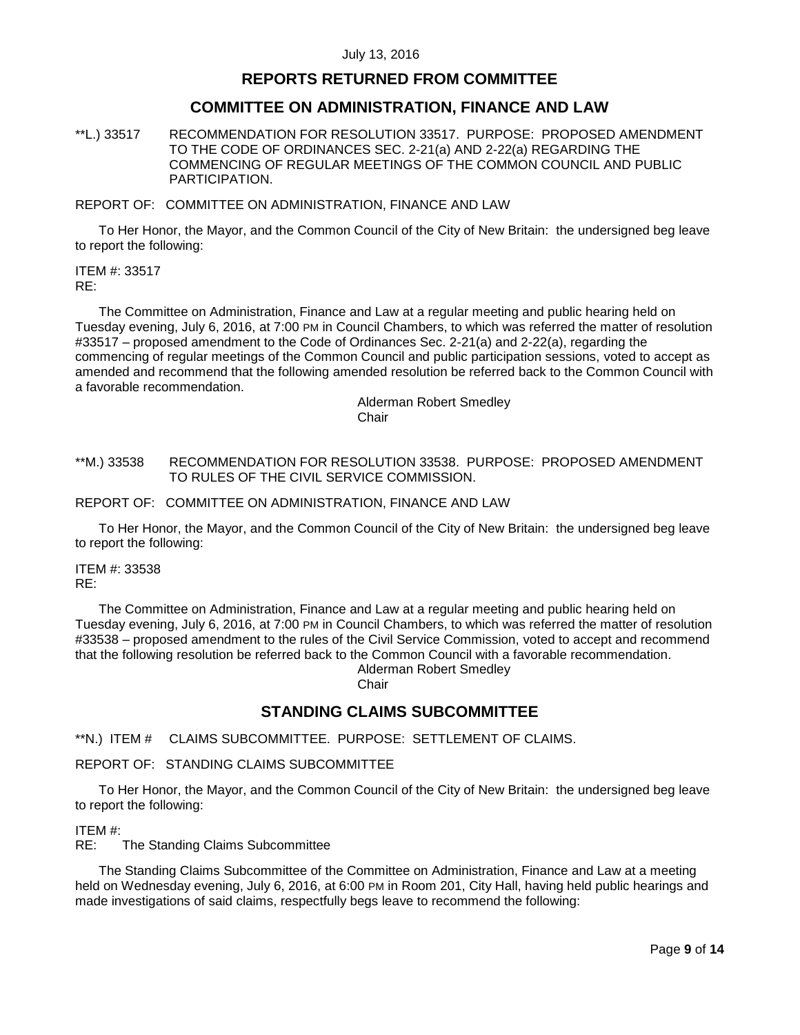## REPORTS RETURNED FROM COMMITTEE

## COMMITTEE ON ADMINISTRATION, FINANCE AND LAW

**L.) 33517 RECOMMENDATION FOR RESOLUTION 33517. PURPOSE: PROPOSED AMENDMENT TO THE CODE OF ORDINANCES SEC. 2-21(a) AND 2-22(a) REGARDING THE COMMENCING OF REGULAR MEETINGS OF THE COMMON COUNCIL AND PUBLIC PARTICIPATION.

REPORT OF: COMMITTEE ON ADMINISTRATION, FINANCE AND LAW

To Her Honor, the Mayor, and the Common Council of the City of New Britain: the undersigned beg leave to report the following:

ITEM #: 33517
RE:

The Committee on Administration, Finance and Law at a regular meeting and public hearing held on Tuesday evening, July 6, 2016, at 7:00 PM in Council Chambers, to which was referred the matter of resolution #33517 – proposed amendment to the Code of Ordinances Sec. 2-21(a) and 2-22(a), regarding the commencing of regular meetings of the Common Council and public participation sessions, voted to accept as amended and recommend that the following amended resolution be referred back to the Common Council with a favorable recommendation.

Alderman Robert Smedley
Chair

**M.) 33538 RECOMMENDATION FOR RESOLUTION 33538. PURPOSE: PROPOSED AMENDMENT TO RULES OF THE CIVIL SERVICE COMMISSION.

REPORT OF: COMMITTEE ON ADMINISTRATION, FINANCE AND LAW

To Her Honor, the Mayor, and the Common Council of the City of New Britain: the undersigned beg leave to report the following:

ITEM #: 33538
RE:

The Committee on Administration, Finance and Law at a regular meeting and public hearing held on Tuesday evening, July 6, 2016, at 7:00 PM in Council Chambers, to which was referred the matter of resolution #33538 – proposed amendment to the rules of the Civil Service Commission, voted to accept and recommend that the following resolution be referred back to the Common Council with a favorable recommendation.

Alderman Robert Smedley
Chair

## STANDING CLAIMS SUBCOMMITTEE

**N.) ITEM # CLAIMS SUBCOMMITTEE. PURPOSE: SETTLEMENT OF CLAIMS.

REPORT OF: STANDING CLAIMS SUBCOMMITTEE

To Her Honor, the Mayor, and the Common Council of the City of New Britain: the undersigned beg leave to report the following:

ITEM #:
RE: The Standing Claims Subcommittee

The Standing Claims Subcommittee of the Committee on Administration, Finance and Law at a meeting held on Wednesday evening, July 6, 2016, at 6:00 PM in Room 201, City Hall, having held public hearings and made investigations of said claims, respectfully begs leave to recommend the following: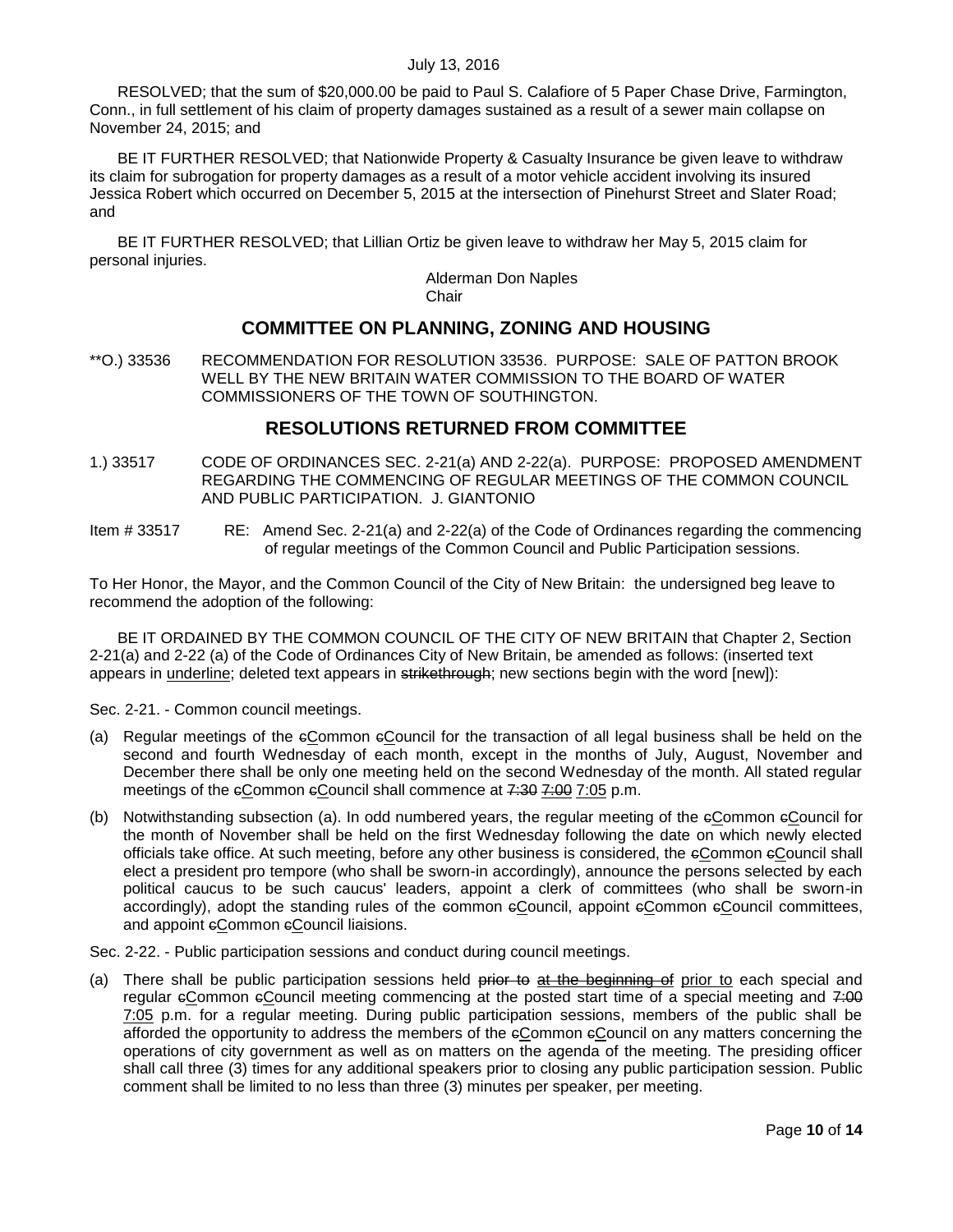RESOLVED; that the sum of $20,000.00 be paid to Paul S. Calafiore of 5 Paper Chase Drive, Farmington, Conn., in full settlement of his claim of property damages sustained as a result of a sewer main collapse on November 24, 2015; and

BE IT FURTHER RESOLVED; that Nationwide Property & Casualty Insurance be given leave to withdraw its claim for subrogation for property damages as a result of a motor vehicle accident involving its insured Jessica Robert which occurred on December 5, 2015 at the intersection of Pinehurst Street and Slater Road; and

BE IT FURTHER RESOLVED; that Lillian Ortiz be given leave to withdraw her May 5, 2015 claim for personal injuries.

Alderman Don Naples
Chair

## COMMITTEE ON PLANNING, ZONING AND HOUSING

**O.) 33536 RECOMMENDATION FOR RESOLUTION 33536. PURPOSE: SALE OF PATTON BROOK WELL BY THE NEW BRITAIN WATER COMMISSION TO THE BOARD OF WATER COMMISSIONERS OF THE TOWN OF SOUTHINGTON.

## RESOLUTIONS RETURNED FROM COMMITTEE

1.) 33517 CODE OF ORDINANCES SEC. 2-21(a) AND 2-22(a). PURPOSE: PROPOSED AMENDMENT REGARDING THE COMMENCING OF REGULAR MEETINGS OF THE COMMON COUNCIL AND PUBLIC PARTICIPATION. J. GIANTONIO

Item # 33517 RE: Amend Sec. 2-21(a) and 2-22(a) of the Code of Ordinances regarding the commencing of regular meetings of the Common Council and Public Participation sessions.

To Her Honor, the Mayor, and the Common Council of the City of New Britain: the undersigned beg leave to recommend the adoption of the following:

BE IT ORDAINED BY THE COMMON COUNCIL OF THE CITY OF NEW BRITAIN that Chapter 2, Section 2-21(a) and 2-22 (a) of the Code of Ordinances City of New Britain, be amended as follows: (inserted text appears in <u>underline</u>; deleted text appears in ~~strikethrough~~; new sections begin with the word [new]):

Sec. 2-21. - Common council meetings.

(a) Regular meetings of the ~~c~~<u>C</u>ommon ~~c~~<u>C</u>ouncil for the transaction of all legal business shall be held on the second and fourth Wednesday of each month, except in the months of July, August, November and December there shall be only one meeting held on the second Wednesday of the month. All stated regular meetings of the ~~c~~<u>C</u>ommon ~~c~~<u>C</u>ouncil shall commence at ~~7:30~~ ~~7:00~~ <u>7:05</u> p.m.

(b) Notwithstanding subsection (a). In odd numbered years, the regular meeting of the ~~c~~<u>C</u>ommon ~~c~~<u>C</u>ouncil for the month of November shall be held on the first Wednesday following the date on which newly elected officials take office. At such meeting, before any other business is considered, the ~~c~~<u>C</u>ommon ~~c~~<u>C</u>ouncil shall elect a president pro tempore (who shall be sworn-in accordingly), announce the persons selected by each political caucus to be such caucus' leaders, appoint a clerk of committees (who shall be sworn-in accordingly), adopt the standing rules of the common ~~c~~<u>C</u>ouncil, appoint ~~c~~<u>C</u>ommon ~~c~~<u>C</u>ouncil committees, and appoint ~~c~~<u>C</u>ommon ~~c~~<u>C</u>ouncil liaisions.

Sec. 2-22. - Public participation sessions and conduct during council meetings.

(a) There shall be public participation sessions held ~~prior to~~ ~~<u>at the beginning of</u>~~ <u>prior to</u> each special and regular ~~c~~<u>C</u>ommon ~~c~~<u>C</u>ouncil meeting commencing at the posted start time of a special meeting and ~~7:00~~ <u>7:05</u> p.m. for a regular meeting. During public participation sessions, members of the public shall be afforded the opportunity to address the members of the ~~c~~<u>C</u>ommon ~~c~~<u>C</u>ouncil on any matters concerning the operations of city government as well as on matters on the agenda of the meeting. The presiding officer shall call three (3) times for any additional speakers prior to closing any public participation session. Public comment shall be limited to no less than three (3) minutes per speaker, per meeting.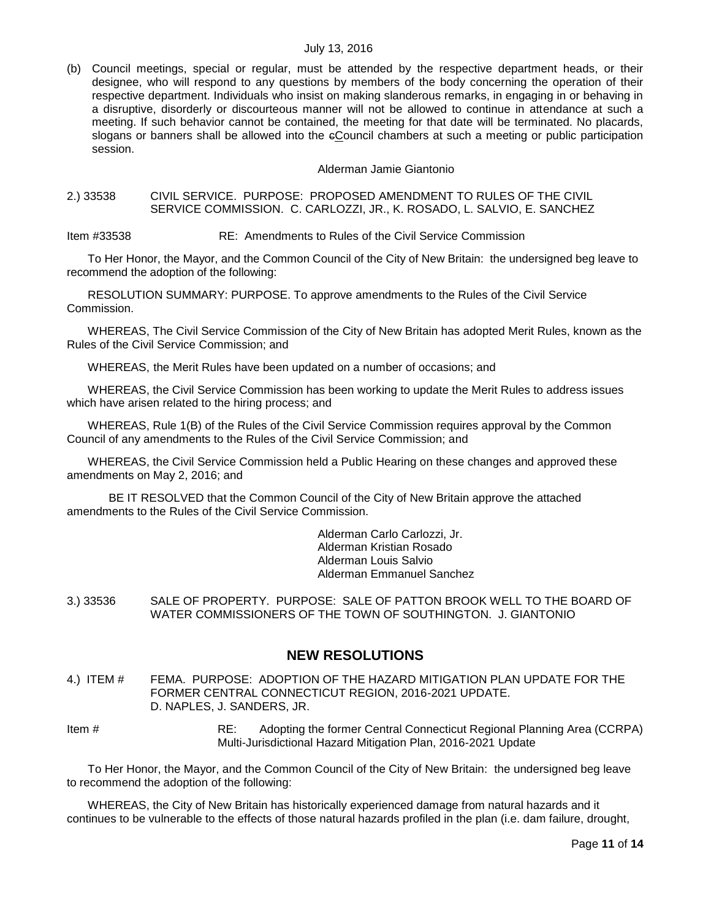(b) Council meetings, special or regular, must be attended by the respective department heads, or their designee, who will respond to any questions by members of the body concerning the operation of their respective department. Individuals who insist on making slanderous remarks, in engaging in or behaving in a disruptive, disorderly or discourteous manner will not be allowed to continue in attendance at such a meeting. If such behavior cannot be contained, the meeting for that date will be terminated. No placards, slogans or banners shall be allowed into the ~~c~~Council chambers at such a meeting or public participation session.

Alderman Jamie Giantonio

2.) 33538 CIVIL SERVICE. PURPOSE: PROPOSED AMENDMENT TO RULES OF THE CIVIL SERVICE COMMISSION. C. CARLOZZI, JR., K. ROSADO, L. SALVIO, E. SANCHEZ

Item #33538 RE: Amendments to Rules of the Civil Service Commission

To Her Honor, the Mayor, and the Common Council of the City of New Britain: the undersigned beg leave to recommend the adoption of the following:

RESOLUTION SUMMARY: PURPOSE. To approve amendments to the Rules of the Civil Service Commission.

WHEREAS, The Civil Service Commission of the City of New Britain has adopted Merit Rules, known as the Rules of the Civil Service Commission; and

WHEREAS, the Merit Rules have been updated on a number of occasions; and

WHEREAS, the Civil Service Commission has been working to update the Merit Rules to address issues which have arisen related to the hiring process; and

WHEREAS, Rule 1(B) of the Rules of the Civil Service Commission requires approval by the Common Council of any amendments to the Rules of the Civil Service Commission; and

WHEREAS, the Civil Service Commission held a Public Hearing on these changes and approved these amendments on May 2, 2016; and

BE IT RESOLVED that the Common Council of the City of New Britain approve the attached amendments to the Rules of the Civil Service Commission.

Alderman Carlo Carlozzi, Jr.
Alderman Kristian Rosado
Alderman Louis Salvio
Alderman Emmanuel Sanchez

3.) 33536 SALE OF PROPERTY. PURPOSE: SALE OF PATTON BROOK WELL TO THE BOARD OF WATER COMMISSIONERS OF THE TOWN OF SOUTHINGTON. J. GIANTONIO

## NEW RESOLUTIONS

4.) ITEM # FEMA. PURPOSE: ADOPTION OF THE HAZARD MITIGATION PLAN UPDATE FOR THE FORMER CENTRAL CONNECTICUT REGION, 2016-2021 UPDATE. D. NAPLES, J. SANDERS, JR.

Item # RE: Adopting the former Central Connecticut Regional Planning Area (CCRPA) Multi-Jurisdictional Hazard Mitigation Plan, 2016-2021 Update

To Her Honor, the Mayor, and the Common Council of the City of New Britain: the undersigned beg leave to recommend the adoption of the following:

WHEREAS, the City of New Britain has historically experienced damage from natural hazards and it continues to be vulnerable to the effects of those natural hazards profiled in the plan (i.e. dam failure, drought,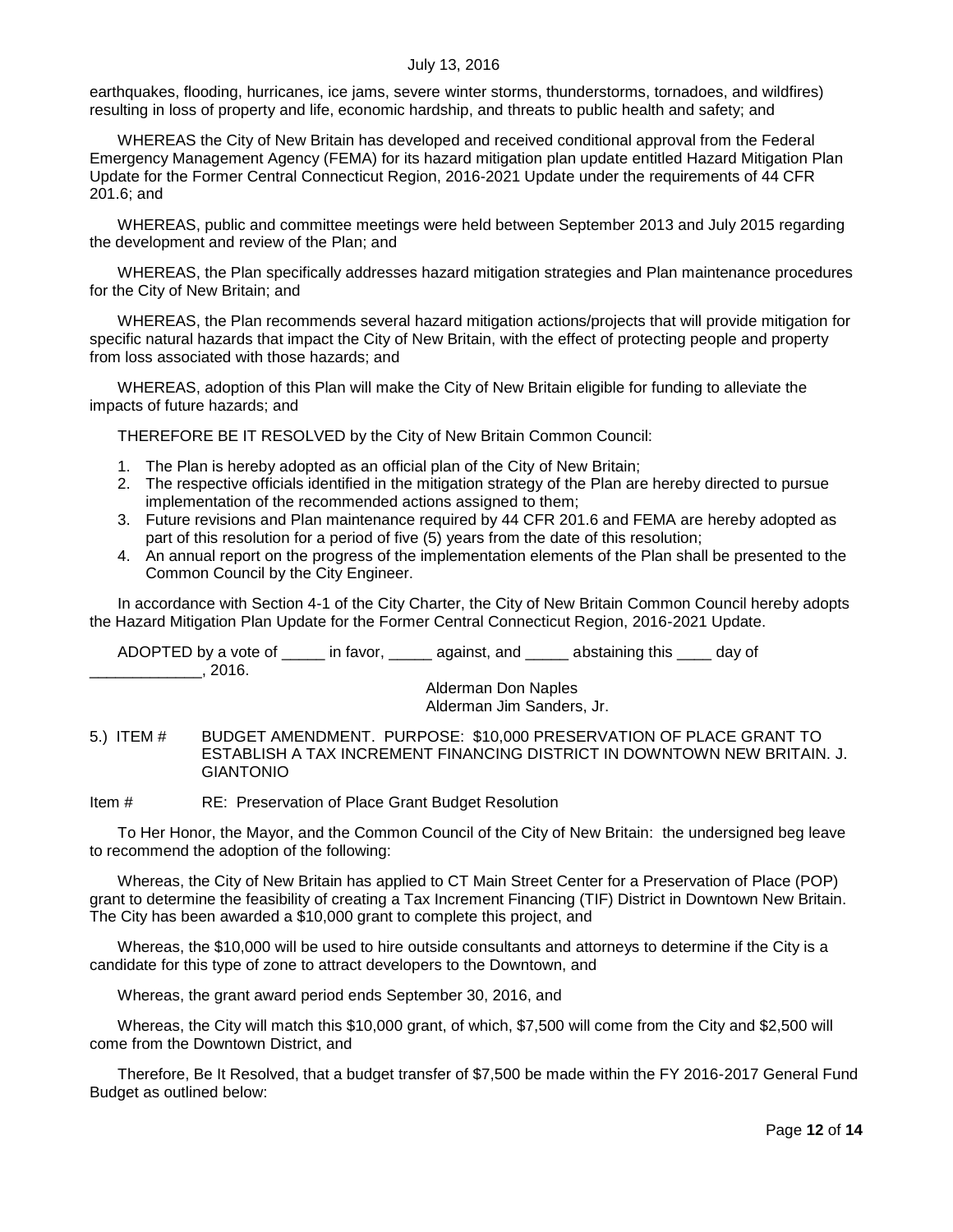earthquakes, flooding, hurricanes, ice jams, severe winter storms, thunderstorms, tornadoes, and wildfires) resulting in loss of property and life, economic hardship, and threats to public health and safety; and

WHEREAS the City of New Britain has developed and received conditional approval from the Federal Emergency Management Agency (FEMA) for its hazard mitigation plan update entitled Hazard Mitigation Plan Update for the Former Central Connecticut Region, 2016-2021 Update under the requirements of 44 CFR 201.6; and

WHEREAS, public and committee meetings were held between September 2013 and July 2015 regarding the development and review of the Plan; and

WHEREAS, the Plan specifically addresses hazard mitigation strategies and Plan maintenance procedures for the City of New Britain; and

WHEREAS, the Plan recommends several hazard mitigation actions/projects that will provide mitigation for specific natural hazards that impact the City of New Britain, with the effect of protecting people and property from loss associated with those hazards; and

WHEREAS, adoption of this Plan will make the City of New Britain eligible for funding to alleviate the impacts of future hazards; and

THEREFORE BE IT RESOLVED by the City of New Britain Common Council:

1. The Plan is hereby adopted as an official plan of the City of New Britain;
2. The respective officials identified in the mitigation strategy of the Plan are hereby directed to pursue implementation of the recommended actions assigned to them;
3. Future revisions and Plan maintenance required by 44 CFR 201.6 and FEMA are hereby adopted as part of this resolution for a period of five (5) years from the date of this resolution;
4. An annual report on the progress of the implementation elements of the Plan shall be presented to the Common Council by the City Engineer.

In accordance with Section 4-1 of the City Charter, the City of New Britain Common Council hereby adopts the Hazard Mitigation Plan Update for the Former Central Connecticut Region, 2016-2021 Update.

ADOPTED by a vote of _____ in favor, _____ against, and _____ abstaining this ____ day of _____________, 2016.

Alderman Don Naples
Alderman Jim Sanders, Jr.

5.) ITEM # BUDGET AMENDMENT. PURPOSE: $10,000 PRESERVATION OF PLACE GRANT TO ESTABLISH A TAX INCREMENT FINANCING DISTRICT IN DOWNTOWN NEW BRITAIN. J. GIANTONIO

Item # RE: Preservation of Place Grant Budget Resolution

To Her Honor, the Mayor, and the Common Council of the City of New Britain: the undersigned beg leave to recommend the adoption of the following:

Whereas, the City of New Britain has applied to CT Main Street Center for a Preservation of Place (POP) grant to determine the feasibility of creating a Tax Increment Financing (TIF) District in Downtown New Britain. The City has been awarded a $10,000 grant to complete this project, and

Whereas, the $10,000 will be used to hire outside consultants and attorneys to determine if the City is a candidate for this type of zone to attract developers to the Downtown, and

Whereas, the grant award period ends September 30, 2016, and

Whereas, the City will match this $10,000 grant, of which, $7,500 will come from the City and $2,500 will come from the Downtown District, and

Therefore, Be It Resolved, that a budget transfer of $7,500 be made within the FY 2016-2017 General Fund Budget as outlined below: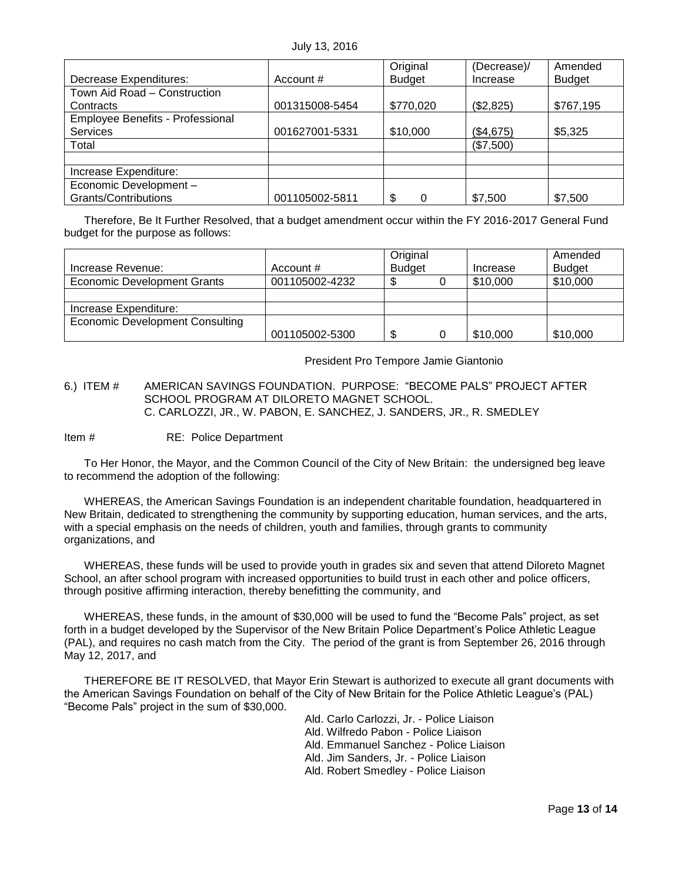July 13, 2016

| Decrease Expenditures: | Account # | Original Budget | (Decrease)/ Increase | Amended Budget |
|---|---|---|---|---|
| Town Aid Road – Construction Contracts | 001315008-5454 | $770,020 | ($2,825) | $767,195 |
| Employee Benefits - Professional Services | 001627001-5331 | $10,000 | ($4,675) | $5,325 |
| Total | | | ($7,500) | |
| | | | | |
| Increase Expenditure: | | | | |
| Economic Development – Grants/Contributions | 001105002-5811 | $ 0 | $7,500 | $7,500 |

Therefore, Be It Further Resolved, that a budget amendment occur within the FY 2016-2017 General Fund budget for the purpose as follows:

| Increase Revenue: | Account # | Original Budget | Increase | Amended Budget |
|---|---|---|---|---|
| Economic Development Grants | 001105002-4232 | $ 0 | $10,000 | $10,000 |
| | | | | |
| Increase Expenditure: | | | | |
| Economic Development Consulting | 001105002-5300 | $ 0 | $10,000 | $10,000 |

President Pro Tempore Jamie Giantonio

6.) ITEM # AMERICAN SAVINGS FOUNDATION. PURPOSE: "BECOME PALS" PROJECT AFTER SCHOOL PROGRAM AT DILORETO MAGNET SCHOOL.
C. CARLOZZI, JR., W. PABON, E. SANCHEZ, J. SANDERS, JR., R. SMEDLEY

Item # RE: Police Department

To Her Honor, the Mayor, and the Common Council of the City of New Britain: the undersigned beg leave to recommend the adoption of the following:

WHEREAS, the American Savings Foundation is an independent charitable foundation, headquartered in New Britain, dedicated to strengthening the community by supporting education, human services, and the arts, with a special emphasis on the needs of children, youth and families, through grants to community organizations, and

WHEREAS, these funds will be used to provide youth in grades six and seven that attend Diloreto Magnet School, an after school program with increased opportunities to build trust in each other and police officers, through positive affirming interaction, thereby benefitting the community, and

WHEREAS, these funds, in the amount of $30,000 will be used to fund the "Become Pals" project, as set forth in a budget developed by the Supervisor of the New Britain Police Department's Police Athletic League (PAL), and requires no cash match from the City. The period of the grant is from September 26, 2016 through May 12, 2017, and

THEREFORE BE IT RESOLVED, that Mayor Erin Stewart is authorized to execute all grant documents with the American Savings Foundation on behalf of the City of New Britain for the Police Athletic League's (PAL) "Become Pals" project in the sum of $30,000.

Ald. Carlo Carlozzi, Jr. - Police Liaison
Ald. Wilfredo Pabon - Police Liaison
Ald. Emmanuel Sanchez - Police Liaison
Ald. Jim Sanders, Jr. - Police Liaison
Ald. Robert Smedley - Police Liaison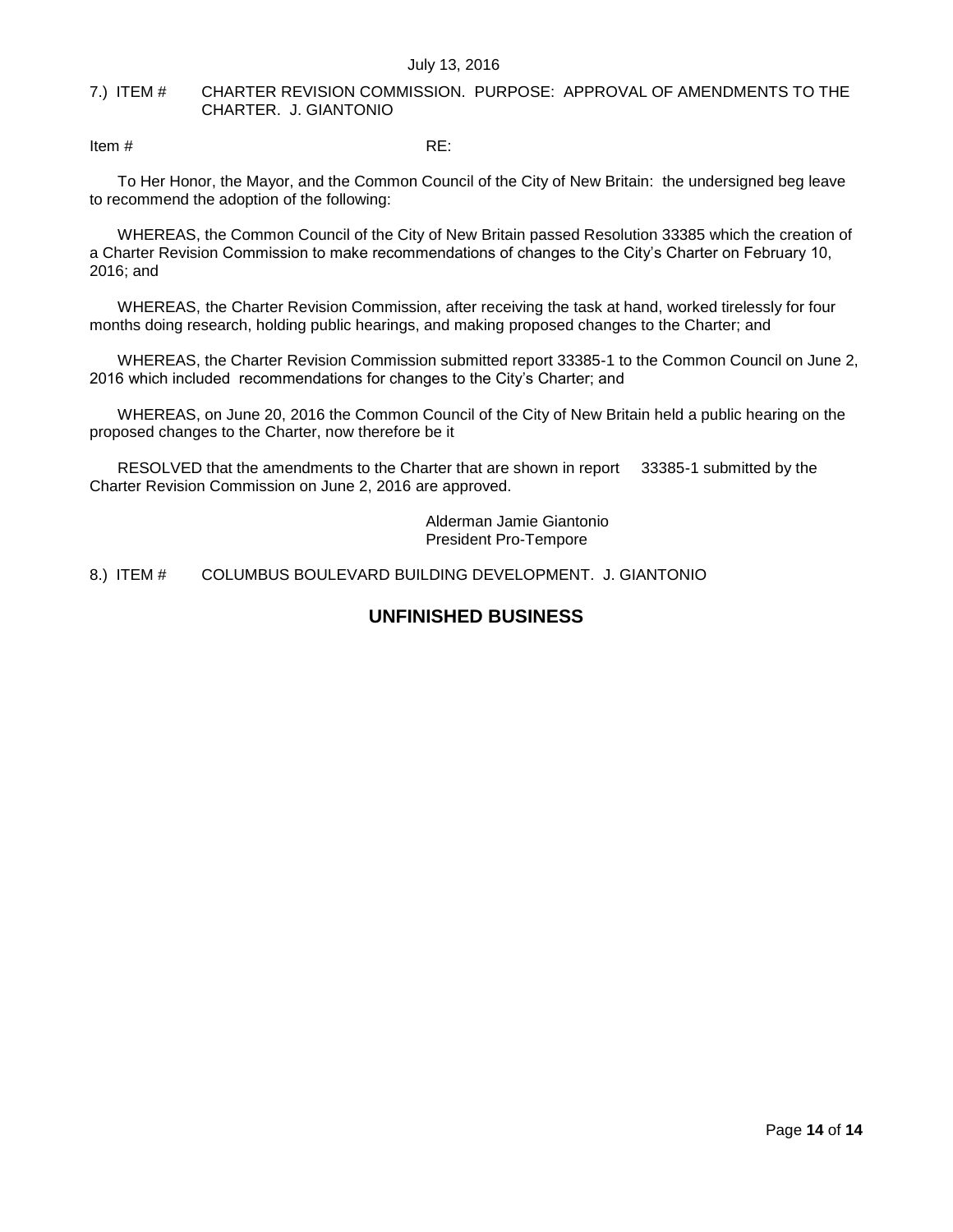7.) ITEM # CHARTER REVISION COMMISSION. PURPOSE: APPROVAL OF AMENDMENTS TO THE CHARTER. J. GIANTONIO

Item # RE:

To Her Honor, the Mayor, and the Common Council of the City of New Britain: the undersigned beg leave to recommend the adoption of the following:

WHEREAS, the Common Council of the City of New Britain passed Resolution 33385 which the creation of a Charter Revision Commission to make recommendations of changes to the City's Charter on February 10, 2016; and

WHEREAS, the Charter Revision Commission, after receiving the task at hand, worked tirelessly for four months doing research, holding public hearings, and making proposed changes to the Charter; and

WHEREAS, the Charter Revision Commission submitted report 33385-1 to the Common Council on June 2, 2016 which included recommendations for changes to the City's Charter; and

WHEREAS, on June 20, 2016 the Common Council of the City of New Britain held a public hearing on the proposed changes to the Charter, now therefore be it

RESOLVED that the amendments to the Charter that are shown in report 33385-1 submitted by the Charter Revision Commission on June 2, 2016 are approved.

Alderman Jamie Giantonio
President Pro-Tempore

8.) ITEM # COLUMBUS BOULEVARD BUILDING DEVELOPMENT. J. GIANTONIO

## UNFINISHED BUSINESS